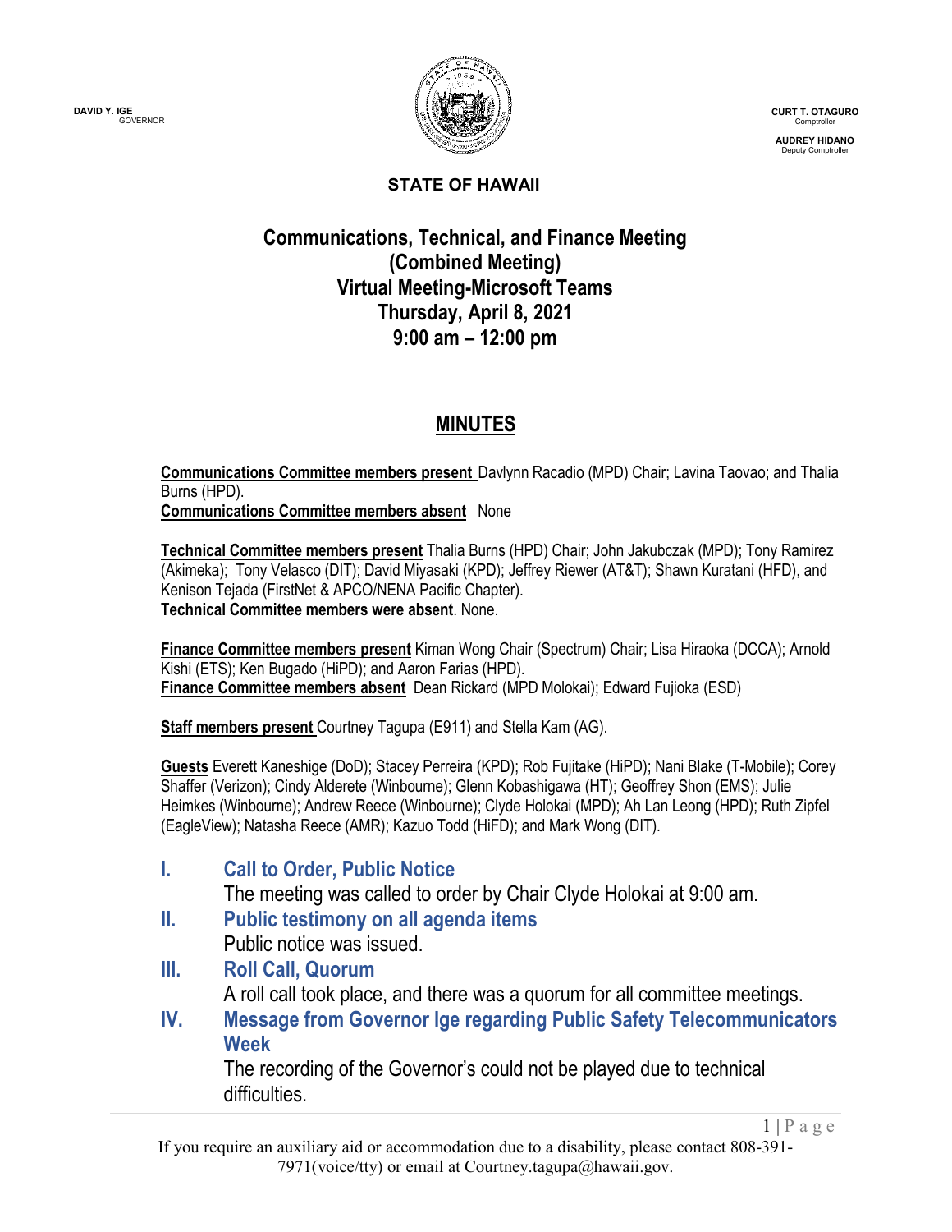DAVID Y. IGE
GOVERNOR

CURT T. OTAGURO
Comptroller

AUDREY HIDANO
Deputy Comptroller

**STATE OF HAWAII**

# Communications, Technical, and Finance Meeting (Combined Meeting) Virtual Meeting-Microsoft Teams Thursday, April 8, 2021 9:00 am – 12:00 pm

## MINUTES

**Communications Committee members present** Davlynn Racadio (MPD) Chair; Lavina Taovao; and Thalia Burns (HPD).
**Communications Committee members absent** None

**Technical Committee members present** Thalia Burns (HPD) Chair; John Jakubczak (MPD); Tony Ramirez (Akimeka); Tony Velasco (DIT); David Miyasaki (KPD); Jeffrey Riewer (AT&T); Shawn Kuratani (HFD), and Kenison Tejada (FirstNet & APCO/NENA Pacific Chapter).
**Technical Committee members were absent**. None.

**Finance Committee members present** Kiman Wong Chair (Spectrum) Chair; Lisa Hiraoka (DCCA); Arnold Kishi (ETS); Ken Bugado (HiPD); and Aaron Farias (HPD).
**Finance Committee members absent** Dean Rickard (MPD Molokai); Edward Fujioka (ESD)

**Staff members present** Courtney Tagupa (E911) and Stella Kam (AG).

**Guests** Everett Kaneshige (DoD); Stacey Perreira (KPD); Rob Fujitake (HiPD); Nani Blake (T-Mobile); Corey Shaffer (Verizon); Cindy Alderete (Winbourne); Glenn Kobashigawa (HT); Geoffrey Shon (EMS); Julie Heimkes (Winbourne); Andrew Reece (Winbourne); Clyde Holokai (MPD); Ah Lan Leong (HPD); Ruth Zipfel (EagleView); Natasha Reece (AMR); Kazuo Todd (HiFD); and Mark Wong (DIT).

## I. Call to Order, Public Notice

The meeting was called to order by Chair Clyde Holokai at 9:00 am.

## II. Public testimony on all agenda items

Public notice was issued.

## III. Roll Call, Quorum

A roll call took place, and there was a quorum for all committee meetings.

## IV. Message from Governor Ige regarding Public Safety Telecommunicators Week

The recording of the Governor's could not be played due to technical difficulties.

If you require an auxiliary aid or accommodation due to a disability, please contact 808-391-7971(voice/tty) or email at Courtney.tagupa@hawaii.gov.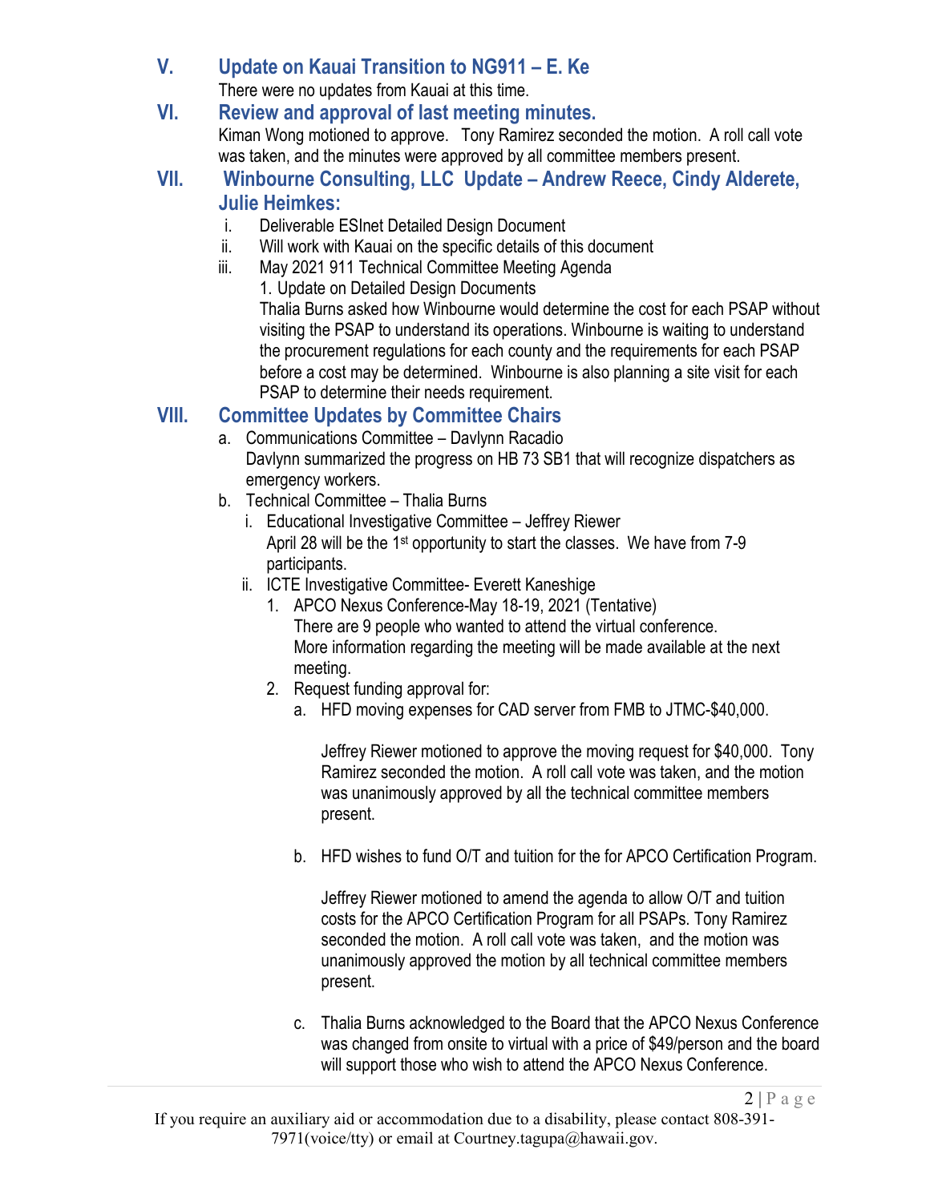## V. Update on Kauai Transition to NG911 – E. Ke

There were no updates from Kauai at this time.

## VI. Review and approval of last meeting minutes.

Kiman Wong motioned to approve. Tony Ramirez seconded the motion. A roll call vote was taken, and the minutes were approved by all committee members present.

## VII. Winbourne Consulting, LLC Update – Andrew Reece, Cindy Alderete, Julie Heimkes:

i. Deliverable ESInet Detailed Design Document
ii. Will work with Kauai on the specific details of this document
iii. May 2021 911 Technical Committee Meeting Agenda
   1. Update on Detailed Design Documents
   Thalia Burns asked how Winbourne would determine the cost for each PSAP without visiting the PSAP to understand its operations. Winbourne is waiting to understand the procurement regulations for each county and the requirements for each PSAP before a cost may be determined. Winbourne is also planning a site visit for each PSAP to determine their needs requirement.

## VIII. Committee Updates by Committee Chairs

a. Communications Committee – Davlynn Racadio
   Davlynn summarized the progress on HB 73 SB1 that will recognize dispatchers as emergency workers.

b. Technical Committee – Thalia Burns
   i. Educational Investigative Committee – Jeffrey Riewer
      April 28 will be the 1st opportunity to start the classes. We have from 7-9 participants.
   ii. ICTE Investigative Committee- Everett Kaneshige
      1. APCO Nexus Conference-May 18-19, 2021 (Tentative)
         There are 9 people who wanted to attend the virtual conference. More information regarding the meeting will be made available at the next meeting.
      2. Request funding approval for:
         a. HFD moving expenses for CAD server from FMB to JTMC-$40,000.

            Jeffrey Riewer motioned to approve the moving request for $40,000. Tony Ramirez seconded the motion. A roll call vote was taken, and the motion was unanimously approved by all the technical committee members present.

         b. HFD wishes to fund O/T and tuition for the for APCO Certification Program.

            Jeffrey Riewer motioned to amend the agenda to allow O/T and tuition costs for the APCO Certification Program for all PSAPs. Tony Ramirez seconded the motion. A roll call vote was taken, and the motion was unanimously approved the motion by all technical committee members present.

         c. Thalia Burns acknowledged to the Board that the APCO Nexus Conference was changed from onsite to virtual with a price of $49/person and the board will support those who wish to attend the APCO Nexus Conference.

If you require an auxiliary aid or accommodation due to a disability, please contact 808-391-7971(voice/tty) or email at Courtney.tagupa@hawaii.gov.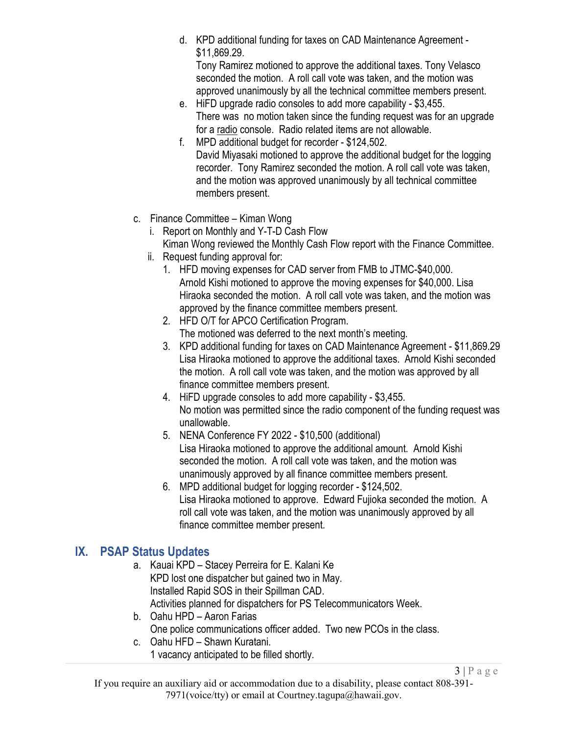d. KPD additional funding for taxes on CAD Maintenance Agreement - $11,869.29.
   Tony Ramirez motioned to approve the additional taxes. Tony Velasco seconded the motion. A roll call vote was taken, and the motion was approved unanimously by all the technical committee members present.
e. HiFD upgrade radio consoles to add more capability - $3,455.
   There was no motion taken since the funding request was for an upgrade for a radio console. Radio related items are not allowable.
f. MPD additional budget for recorder - $124,502.
   David Miyasaki motioned to approve the additional budget for the logging recorder. Tony Ramirez seconded the motion. A roll call vote was taken, and the motion was approved unanimously by all technical committee members present.

c. Finance Committee – Kiman Wong
   i. Report on Monthly and Y-T-D Cash Flow
      Kiman Wong reviewed the Monthly Cash Flow report with the Finance Committee.
   ii. Request funding approval for:
      1. HFD moving expenses for CAD server from FMB to JTMC-$40,000.
         Arnold Kishi motioned to approve the moving expenses for $40,000. Lisa Hiraoka seconded the motion. A roll call vote was taken, and the motion was approved by the finance committee members present.
      2. HFD O/T for APCO Certification Program.
         The motioned was deferred to the next month's meeting.
      3. KPD additional funding for taxes on CAD Maintenance Agreement - $11,869.29
         Lisa Hiraoka motioned to approve the additional taxes. Arnold Kishi seconded the motion. A roll call vote was taken, and the motion was approved by all finance committee members present.
      4. HiFD upgrade consoles to add more capability - $3,455.
         No motion was permitted since the radio component of the funding request was unallowable.
      5. NENA Conference FY 2022 - $10,500 (additional)
         Lisa Hiraoka motioned to approve the additional amount. Arnold Kishi seconded the motion. A roll call vote was taken, and the motion was unanimously approved by all finance committee members present.
      6. MPD additional budget for logging recorder - $124,502.
         Lisa Hiraoka motioned to approve. Edward Fujioka seconded the motion. A roll call vote was taken, and the motion was unanimously approved by all finance committee member present.

## IX. PSAP Status Updates

a. Kauai KPD – Stacey Perreira for E. Kalani Ke
   KPD lost one dispatcher but gained two in May.
   Installed Rapid SOS in their Spillman CAD.
   Activities planned for dispatchers for PS Telecommunicators Week.
b. Oahu HPD – Aaron Farias
   One police communications officer added. Two new PCOs in the class.
c. Oahu HFD – Shawn Kuratani.
   1 vacancy anticipated to be filled shortly.

If you require an auxiliary aid or accommodation due to a disability, please contact 808-391-7971(voice/tty) or email at Courtney.tagupa@hawaii.gov.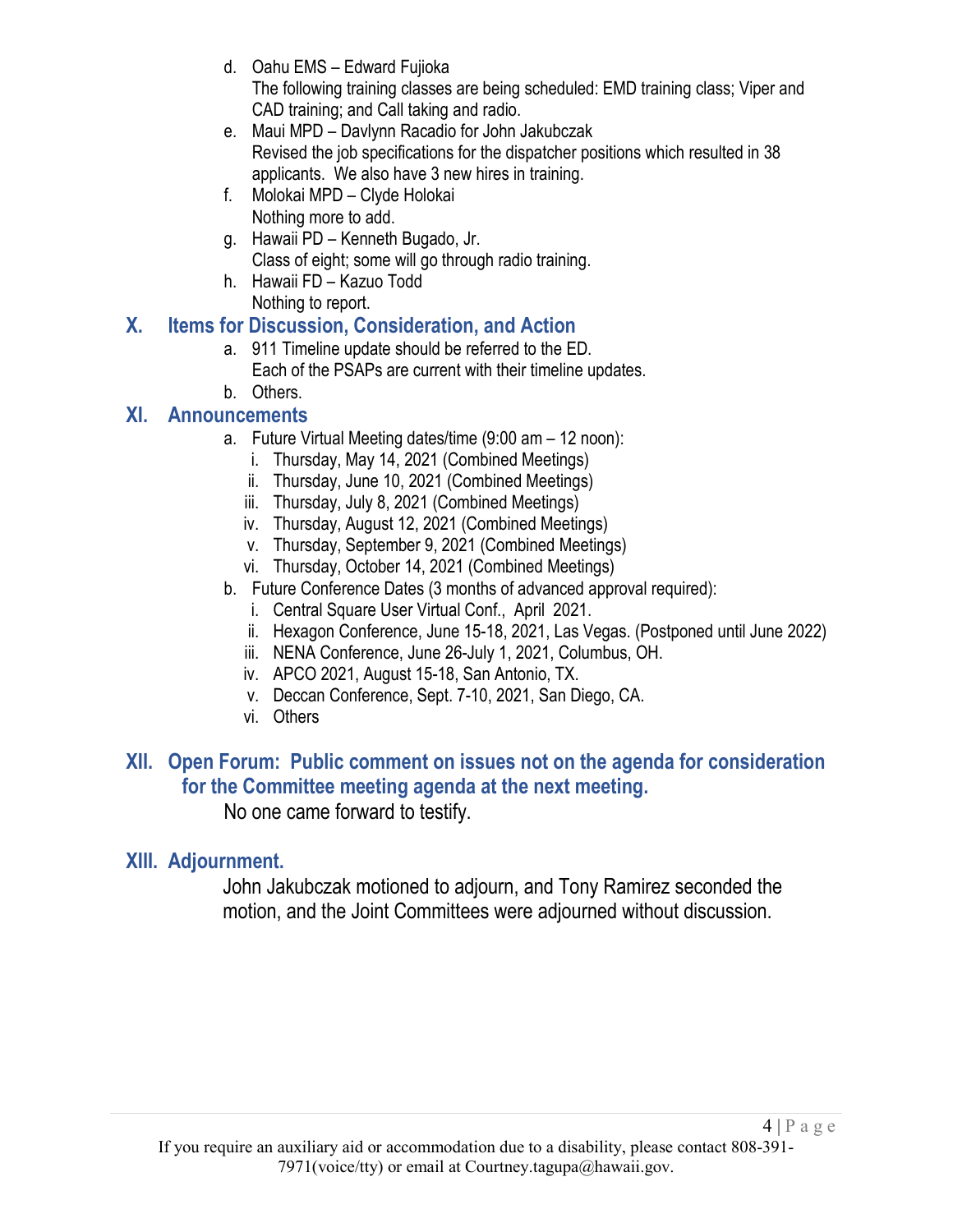d. Oahu EMS – Edward Fujioka
   The following training classes are being scheduled: EMD training class; Viper and CAD training; and Call taking and radio.
e. Maui MPD – Davlynn Racadio for John Jakubczak
   Revised the job specifications for the dispatcher positions which resulted in 38 applicants. We also have 3 new hires in training.
f. Molokai MPD – Clyde Holokai
   Nothing more to add.
g. Hawaii PD – Kenneth Bugado, Jr.
   Class of eight; some will go through radio training.
h. Hawaii FD – Kazuo Todd
   Nothing to report.

## X. Items for Discussion, Consideration, and Action

a. 911 Timeline update should be referred to the ED.
   Each of the PSAPs are current with their timeline updates.
b. Others.

## XI. Announcements

a. Future Virtual Meeting dates/time (9:00 am – 12 noon):
   i. Thursday, May 14, 2021 (Combined Meetings)
   ii. Thursday, June 10, 2021 (Combined Meetings)
   iii. Thursday, July 8, 2021 (Combined Meetings)
   iv. Thursday, August 12, 2021 (Combined Meetings)
   v. Thursday, September 9, 2021 (Combined Meetings)
   vi. Thursday, October 14, 2021 (Combined Meetings)
b. Future Conference Dates (3 months of advanced approval required):
   i. Central Square User Virtual Conf., April 2021.
   ii. Hexagon Conference, June 15-18, 2021, Las Vegas. (Postponed until June 2022)
   iii. NENA Conference, June 26-July 1, 2021, Columbus, OH.
   iv. APCO 2021, August 15-18, San Antonio, TX.
   v. Deccan Conference, Sept. 7-10, 2021, San Diego, CA.
   vi. Others

## XII. Open Forum: Public comment on issues not on the agenda for consideration for the Committee meeting agenda at the next meeting.

No one came forward to testify.

## XIII. Adjournment.

John Jakubczak motioned to adjourn, and Tony Ramirez seconded the motion, and the Joint Committees were adjourned without discussion.

If you require an auxiliary aid or accommodation due to a disability, please contact 808-391-7971(voice/tty) or email at Courtney.tagupa@hawaii.gov.